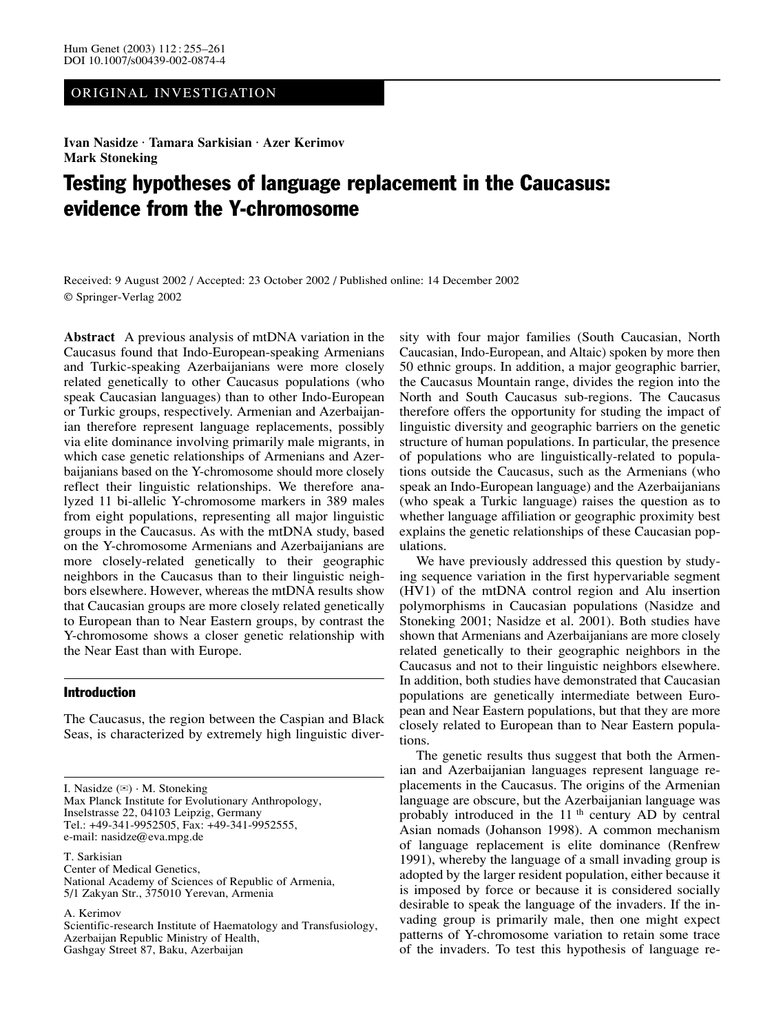ORIGINAL INVESTIGATION

**Ivan Nasidze · Tamara Sarkisian · Azer Kerimov**
**Mark Stoneking**

# Testing hypotheses of language replacement in the Caucasus: evidence from the Y-chromosome

Received: 9 August 2002 / Accepted: 23 October 2002 / Published online: 14 December 2002
© Springer-Verlag 2002

**Abstract** A previous analysis of mtDNA variation in the Caucasus found that Indo-European-speaking Armenians and Turkic-speaking Azerbaijanians were more closely related genetically to other Caucasus populations (who speak Caucasian languages) than to other Indo-European or Turkic groups, respectively. Armenian and Azerbaijanian therefore represent language replacements, possibly via elite dominance involving primarily male migrants, in which case genetic relationships of Armenians and Azerbaijanians based on the Y-chromosome should more closely reflect their linguistic relationships. We therefore analyzed 11 bi-allelic Y-chromosome markers in 389 males from eight populations, representing all major linguistic groups in the Caucasus. As with the mtDNA study, based on the Y-chromosome Armenians and Azerbaijanians are more closely-related genetically to their geographic neighbors in the Caucasus than to their linguistic neighbors elsewhere. However, whereas the mtDNA results show that Caucasian groups are more closely related genetically to European than to Near Eastern groups, by contrast the Y-chromosome shows a closer genetic relationship with the Near East than with Europe.

## Introduction

The Caucasus, the region between the Caspian and Black Seas, is characterized by extremely high linguistic diversity with four major families (South Caucasian, North Caucasian, Indo-European, and Altaic) spoken by more then 50 ethnic groups. In addition, a major geographic barrier, the Caucasus Mountain range, divides the region into the North and South Caucasus sub-regions. The Caucasus therefore offers the opportunity for studing the impact of linguistic diversity and geographic barriers on the genetic structure of human populations. In particular, the presence of populations who are linguistically-related to populations outside the Caucasus, such as the Armenians (who speak an Indo-European language) and the Azerbaijanians (who speak a Turkic language) raises the question as to whether language affiliation or geographic proximity best explains the genetic relationships of these Caucasian populations.

We have previously addressed this question by studying sequence variation in the first hypervariable segment (HV1) of the mtDNA control region and Alu insertion polymorphisms in Caucasian populations (Nasidze and Stoneking 2001; Nasidze et al. 2001). Both studies have shown that Armenians and Azerbaijanians are more closely related genetically to their geographic neighbors in the Caucasus and not to their linguistic neighbors elsewhere. In addition, both studies have demonstrated that Caucasian populations are genetically intermediate between European and Near Eastern populations, but that they are more closely related to European than to Near Eastern populations.

The genetic results thus suggest that both the Armenian and Azerbaijanian languages represent language replacements in the Caucasus. The origins of the Armenian language are obscure, but the Azerbaijanian language was probably introduced in the 11 th century AD by central Asian nomads (Johanson 1998). A common mechanism of language replacement is elite dominance (Renfrew 1991), whereby the language of a small invading group is adopted by the larger resident population, either because it is imposed by force or because it is considered socially desirable to speak the language of the invaders. If the invading group is primarily male, then one might expect patterns of Y-chromosome variation to retain some trace of the invaders. To test this hypothesis of language re-

---

I. Nasidze (✉) · M. Stoneking
Max Planck Institute for Evolutionary Anthropology,
Inselstrasse 22, 04103 Leipzig, Germany
Tel.: +49-341-9952505, Fax: +49-341-9952555,
e-mail: nasidze@eva.mpg.de

T. Sarkisian
Center of Medical Genetics,
National Academy of Sciences of Republic of Armenia,
5/1 Zakyan Str., 375010 Yerevan, Armenia

A. Kerimov
Scientific-research Institute of Haematology and Transfusiology,
Azerbaijan Republic Ministry of Health,
Gashgay Street 87, Baku, Azerbaijan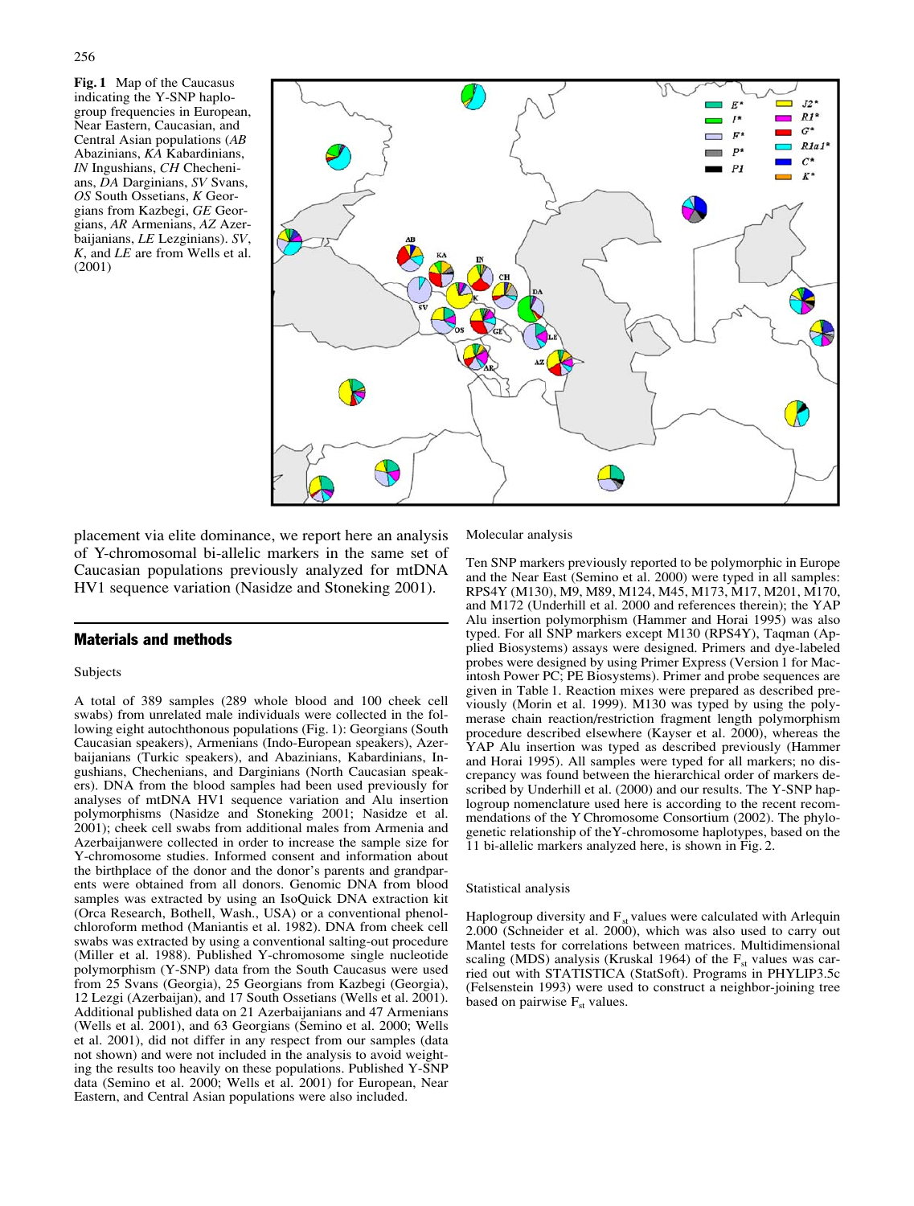**Fig. 1** Map of the Caucasus indicating the Y-SNP haplogroup frequencies in European, Near Eastern, Caucasian, and Central Asian populations (*AB* Abazinians, *KA* Kabardinians, *IN* Ingushians, *CH* Chechenians, *DA* Darginians, *SV* Svans, *OS* South Ossetians, *K* Georgians from Kazbegi, *GE* Georgians, *AR* Armenians, *AZ* Azerbaijanians, *LE* Lezginians). *SV*, *K*, and *LE* are from Wells et al. (2001)

placement via elite dominance, we report here an analysis of Y-chromosomal bi-allelic markers in the same set of Caucasian populations previously analyzed for mtDNA HV1 sequence variation (Nasidze and Stoneking 2001).

## Materials and methods

### Subjects

A total of 389 samples (289 whole blood and 100 cheek cell swabs) from unrelated male individuals were collected in the following eight autochthonous populations (Fig. 1): Georgians (South Caucasian speakers), Armenians (Indo-European speakers), Azerbaijanians (Turkic speakers), and Abazinians, Kabardinians, Ingushians, Chechenians, and Darginians (North Caucasian speakers). DNA from the blood samples had been used previously for analyses of mtDNA HV1 sequence variation and Alu insertion polymorphisms (Nasidze and Stoneking 2001; Nasidze et al. 2001); cheek cell swabs from additional males from Armenia and Azerbaijanwere collected in order to increase the sample size for Y-chromosome studies. Informed consent and information about the birthplace of the donor and the donor's parents and grandparents were obtained from all donors. Genomic DNA from blood samples was extracted by using an IsoQuick DNA extraction kit (Orca Research, Bothell, Wash., USA) or a conventional phenol-chloroform method (Maniantis et al. 1982). DNA from cheek cell swabs was extracted by using a conventional salting-out procedure (Miller et al. 1988). Published Y-chromosome single nucleotide polymorphism (Y-SNP) data from the South Caucasus were used from 25 Svans (Georgia), 25 Georgians from Kazbegi (Georgia), 12 Lezgi (Azerbaijan), and 17 South Ossetians (Wells et al. 2001). Additional published data on 21 Azerbaijanians and 47 Armenians (Wells et al. 2001), and 63 Georgians (Semino et al. 2000; Wells et al. 2001), did not differ in any respect from our samples (data not shown) and were not included in the analysis to avoid weighting the results too heavily on these populations. Published Y-SNP data (Semino et al. 2000; Wells et al. 2001) for European, Near Eastern, and Central Asian populations were also included.

### Molecular analysis

Ten SNP markers previously reported to be polymorphic in Europe and the Near East (Semino et al. 2000) were typed in all samples: RPS4Y (M130), M9, M89, M124, M45, M173, M17, M201, M170, and M172 (Underhill et al. 2000 and references therein); the YAP Alu insertion polymorphism (Hammer and Horai 1995) was also typed. For all SNP markers except M130 (RPS4Y), Taqman (Applied Biosystems) assays were designed. Primers and dye-labeled probes were designed by using Primer Express (Version 1 for Macintosh Power PC; PE Biosystems). Primer and probe sequences are given in Table 1. Reaction mixes were prepared as described previously (Morin et al. 1999). M130 was typed by using the polymerase chain reaction/restriction fragment length polymorphism procedure described elsewhere (Kayser et al. 2000), whereas the YAP Alu insertion was typed as described previously (Hammer and Horai 1995). All samples were typed for all markers; no discrepancy was found between the hierarchical order of markers described by Underhill et al. (2000) and our results. The Y-SNP haplogroup nomenclature used here is according to the recent recommendations of the Y Chromosome Consortium (2002). The phylogenetic relationship of theY-chromosome haplotypes, based on the 11 bi-allelic markers analyzed here, is shown in Fig. 2.

### Statistical analysis

Haplogroup diversity and $F_{st}$ values were calculated with Arlequin 2.000 (Schneider et al. 2000), which was also used to carry out Mantel tests for correlations between matrices. Multidimensional scaling (MDS) analysis (Kruskal 1964) of the $F_{st}$ values was carried out with STATISTICA (StatSoft). Programs in PHYLIP3.5c (Felsenstein 1993) were used to construct a neighbor-joining tree based on pairwise $F_{st}$ values.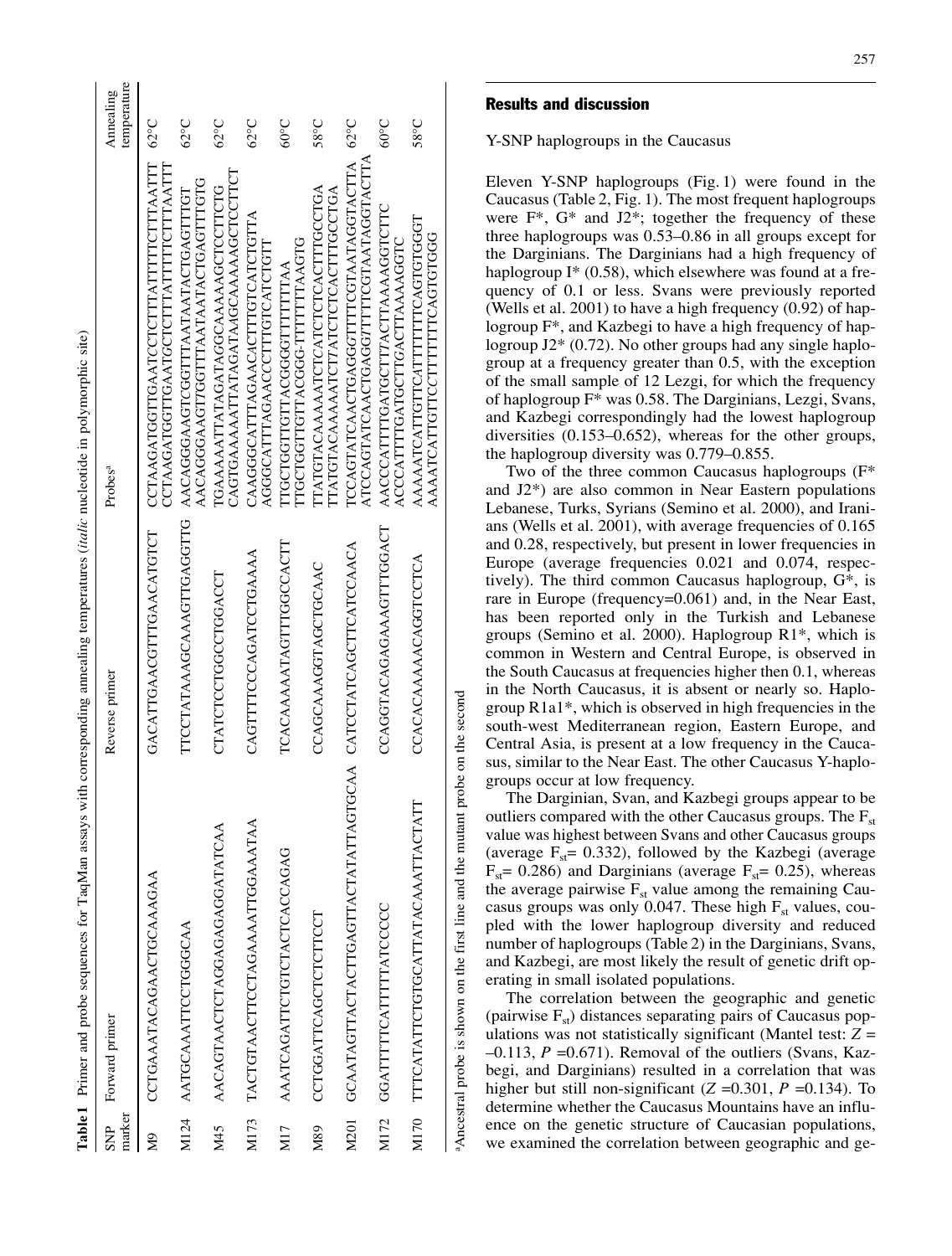**Table 1** Primer and probe sequences for TaqMan assays with corresponding annealing temperatures (*italic* nucleotide in polymorphic site)

| SNP marker | Forward primer | Reverse primer | Probes[a] | Annealing temperature |
|---|---|---|---|---|
| M9 | CCTGAAATACAGAACTGCAAAGAA | GACATTGAACGTTTGAACATGTCT | CCTAAGATGGTTGAATCCTCTTTATTTTTCTTTAATTT<br>CCTAAGATGGTTGAATGCTCTTTATTTTTCTTTAATTT | 62°C |
| M124 | AATGCAAATTCCTGGGCAA | TTCCTATAAAGCAAAGTTGAGGTTG | AACAGGGAAGTCGGTTTAATAATACTGAGTTTGT<br>AACAGGGAAGTTGGTTTAATAATACTGAGTTTGTG | 62°C |
| M45 | AACAGTAACTCTAGGAGAGGATATCAA | CTATCTCCTGGCCTGGACCT | TGAAAAATTATAGATAGGCAAAAAGCTCCTTCTG<br>CAGTGAAAAATTATAGATAAGCAAAAAGCTCCTTCT | 62°C |
| M173 | TACTGTAACTTCCTAGAAAATTGGAAATAA | CAGTTTCCCAGATCCTGAAAA | CAAGGGCATTTAGAACACTTTGTCATCTGTTA<br>AGGGCATTTAGAACCCTTTGTCATCTGTT | 62°C |
| M17 | AAATCAGATTCTGTCTACTCACCAGAG | TCACAAAAATAGTTTGGCCACTT | TTGCTGGTTGTTACGGGGTTTTTTAA<br>TTGCTGGTTGTTACGGG-TTTTTTAAGTG | 60°C |
| M89 | CCTGGATTCAGCTCTCTTCCT | CCAGCAAAGGTAGCTGCAAC | TTATGTACAAAAATCTCATCTCTCACTTTGCCTGA<br>TTATGTACAAAAATCTTATCTCTCACTTTGCCTGA | 58°C |
| M201 | GCAATAGTTACTACTTGAGTTACTATATTAGTGCAA | CATCCTATCAGCTTCATCCAACA | TCCAGTATCAACTGAGGTTTCGTAATAGGTACTTA<br>ATCCAGTATCAACTGAGGTTTTCGTAATAGGTACTTA | 62°C |
| M172 | GGATTTTCATTTTTATCCCCC | CCAGGTACAGAGAAAGTTTGGACT | AACCCATTTTGATGCTTTACTTAAAAGGTCTTC<br>ACCCATTTTGATGCTTGACTTAAAAGGTC | 60°C |
| M170 | TTTCATATTCTGTGCATTATACAAATTACTATT | CCACACAAAAACAGGTCCTCA | AAAAATCATTGTTCATTTTTTCAGTGTGGGT<br>AAAATCATTGTTCCTTTTTTCAGTGTGGG | 58°C |

[a]Ancestral probe is shown on the first line and the mutant probe on the second

## Results and discussion

### Y-SNP haplogroups in the Caucasus

Eleven Y-SNP haplogroups (Fig. 1) were found in the Caucasus (Table 2, Fig. 1). The most frequent haplogroups were F*, G* and J2*; together the frequency of these three haplogroups was 0.53–0.86 in all groups except for the Darginians. The Darginians had a high frequency of haplogroup I* (0.58), which elsewhere was found at a frequency of 0.1 or less. Svans were previously reported (Wells et al. 2001) to have a high frequency (0.92) of haplogroup F*, and Kazbegi to have a high frequency of haplogroup J2* (0.72). No other groups had any single haplogroup at a frequency greater than 0.5, with the exception of the small sample of 12 Lezgi, for which the frequency of haplogroup F* was 0.58. The Darginians, Lezgi, Svans, and Kazbegi correspondingly had the lowest haplogroup diversities (0.153–0.652), whereas for the other groups, the haplogroup diversity was 0.779–0.855.

Two of the three common Caucasus haplogroups (F* and J2*) are also common in Near Eastern populations Lebanese, Turks, Syrians (Semino et al. 2000), and Iranians (Wells et al. 2001), with average frequencies of 0.165 and 0.28, respectively, but present in lower frequencies in Europe (average frequencies 0.021 and 0.074, respectively). The third common Caucasus haplogroup, G*, is rare in Europe (frequency=0.061) and, in the Near East, has been reported only in the Turkish and Lebanese groups (Semino et al. 2000). Haplogroup R1*, which is common in Western and Central Europe, is observed in the South Caucasus at frequencies higher then 0.1, whereas in the North Caucasus, it is absent or nearly so. Haplogroup R1a1*, which is observed in high frequencies in the south-west Mediterranean region, Eastern Europe, and Central Asia, is present at a low frequency in the Caucasus, similar to the Near East. The other Caucasus Y-haplogroups occur at low frequency.

The Darginian, Svan, and Kazbegi groups appear to be outliers compared with the other Caucasus groups. The $F_{st}$ value was highest between Svans and other Caucasus groups (average $F_{st}$= 0.332), followed by the Kazbegi (average $F_{st}$= 0.286) and Darginians (average $F_{st}$= 0.25), whereas the average pairwise $F_{st}$ value among the remaining Caucasus groups was only 0.047. These high $F_{st}$ values, coupled with the lower haplogroup diversity and reduced number of haplogroups (Table 2) in the Darginians, Svans, and Kazbegi, are most likely the result of genetic drift operating in small isolated populations.

The correlation between the geographic and genetic (pairwise $F_{st}$) distances separating pairs of Caucasus populations was not statistically significant (Mantel test: $Z = -0.113$, $P = 0.671$). Removal of the outliers (Svans, Kazbegi, and Darginians) resulted in a correlation that was higher but still non-significant ($Z = 0.301$, $P = 0.134$). To determine whether the Caucasus Mountains have an influence on the genetic structure of Caucasian populations, we examined the correlation between geographic and ge-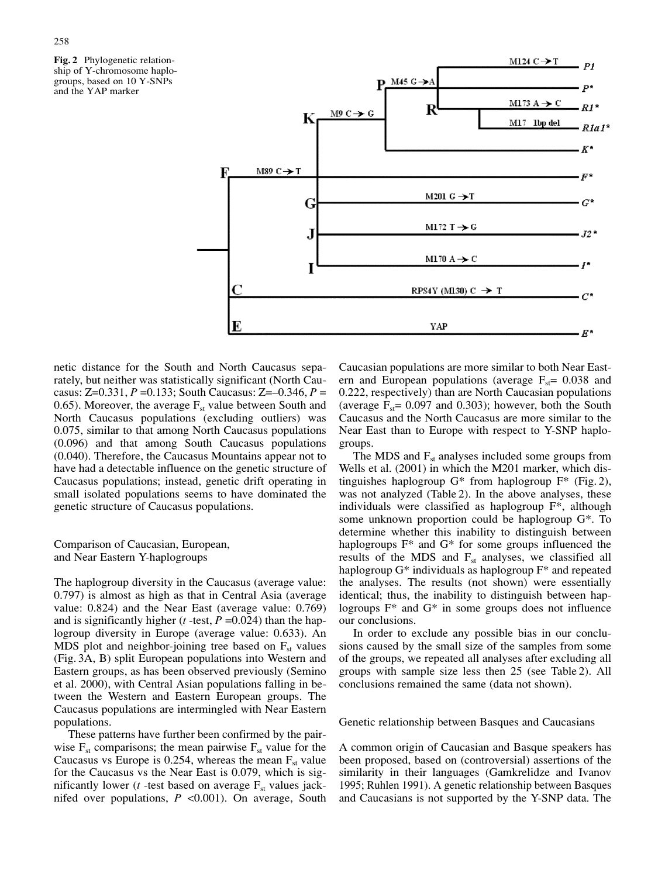**Fig. 2** Phylogenetic relationship of Y-chromosome haplogroups, based on 10 Y-SNPs and the YAP marker

netic distance for the South and North Caucasus separately, but neither was statistically significant (North Caucasus: Z=0.331, $P$ =0.133; South Caucasus: Z=–0.346, $P$ = 0.65). Moreover, the average $F_{st}$ value between South and North Caucasus populations (excluding outliers) was 0.075, similar to that among North Caucasus populations (0.096) and that among South Caucasus populations (0.040). Therefore, the Caucasus Mountains appear not to have had a detectable influence on the genetic structure of Caucasus populations; instead, genetic drift operating in small isolated populations seems to have dominated the genetic structure of Caucasus populations.

## Comparison of Caucasian, European, and Near Eastern Y-haplogroups

The haplogroup diversity in the Caucasus (average value: 0.797) is almost as high as that in Central Asia (average value: 0.824) and the Near East (average value: 0.769) and is significantly higher ($t$ -test, $P$ =0.024) than the haplogroup diversity in Europe (average value: 0.633). An MDS plot and neighbor-joining tree based on $F_{st}$ values (Fig. 3A, B) split European populations into Western and Eastern groups, as has been observed previously (Semino et al. 2000), with Central Asian populations falling in between the Western and Eastern European groups. The Caucasus populations are intermingled with Near Eastern populations.

These patterns have further been confirmed by the pairwise $F_{st}$ comparisons; the mean pairwise $F_{st}$ value for the Caucasus vs Europe is 0.254, whereas the mean $F_{st}$ value for the Caucasus vs the Near East is 0.079, which is significantly lower ($t$ -test based on average $F_{st}$ values jackknifed over populations, $P$ <0.001). On average, South Caucasian populations are more similar to both Near Eastern and European populations (average $F_{st}$= 0.038 and 0.222, respectively) than are North Caucasian populations (average $F_{st}$= 0.097 and 0.303); however, both the South Caucasus and the North Caucasus are more similar to the Near East than to Europe with respect to Y-SNP haplogroups.

The MDS and $F_{st}$ analyses included some groups from Wells et al. (2001) in which the M201 marker, which distinguishes haplogroup G* from haplogroup F* (Fig. 2), was not analyzed (Table 2). In the above analyses, these individuals were classified as haplogroup F*, although some unknown proportion could be haplogroup G*. To determine whether this inability to distinguish between haplogroups F* and G* for some groups influenced the results of the MDS and $F_{st}$ analyses, we classified all haplogroup G* individuals as haplogroup F* and repeated the analyses. The results (not shown) were essentially identical; thus, the inability to distinguish between haplogroups F* and G* in some groups does not influence our conclusions.

In order to exclude any possible bias in our conclusions caused by the small size of the samples from some of the groups, we repeated all analyses after excluding all groups with sample size less then 25 (see Table 2). All conclusions remained the same (data not shown).

## Genetic relationship between Basques and Caucasians

A common origin of Caucasian and Basque speakers has been proposed, based on (controversial) assertions of the similarity in their languages (Gamkrelidze and Ivanov 1995; Ruhlen 1991). A genetic relationship between Basques and Caucasians is not supported by the Y-SNP data. The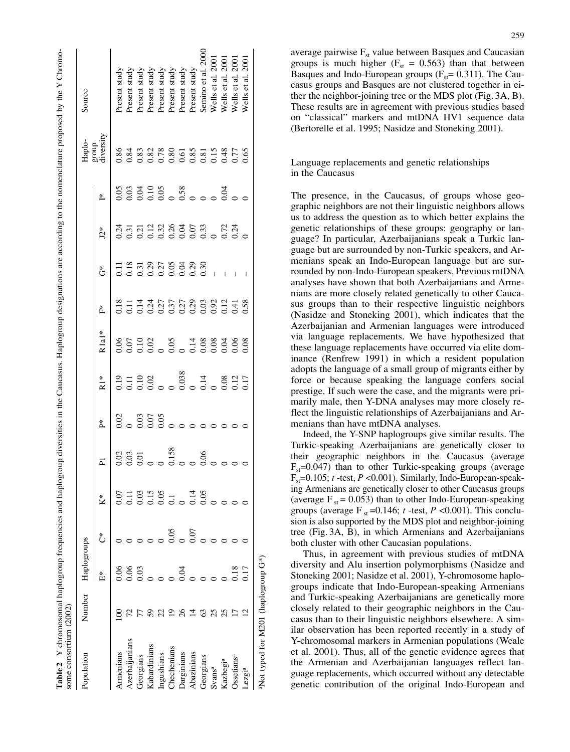**Table 2** Y chromosomal haplogroup frequencies and haplogroup diversities in the Caucasus. Haplogroup designations are according to the nomenclature proposed by the Y Chromosome consortium (2002)

| Population | Number | Haplogroups | | | | | | | | | | | | Haplo-group diversity | Source |
|---|---|---|---|---|---|---|---|---|---|---|---|---|---|---|---|
| | | E* | C* | K* | P1 | P* | R1* | R1a1* | F* | G* | J2* | I* | | | |
| Armenians | 100 | 0.06 | 0 | 0.07 | 0.02 | 0.02 | 0.19 | 0.06 | 0.18 | 0.11 | 0.24 | 0.05 | | 0.86 | Present study |
| Azerbaijanians | 72 | 0.06 | 0 | 0.11 | 0.03 | 0 | 0.11 | 0.07 | 0.11 | 0.18 | 0.31 | 0.03 | | 0.84 | Present study |
| Georgians | 77 | 0.03 | 0 | 0.03 | 0.01 | 0.03 | 0.10 | 0.10 | 0.14 | 0.31 | 0.21 | 0.04 | | 0.83 | Present study |
| Kabardinians | 59 | 0 | 0 | 0.15 | 0 | 0.07 | 0.02 | 0.02 | 0.24 | 0.29 | 0.12 | 0.10 | | 0.82 | Present study |
| Ingushians | 22 | 0 | 0 | 0.05 | 0 | 0.05 | 0 | 0 | 0.27 | 0.27 | 0.32 | 0.05 | | 0.78 | Present study |
| Chechenians | 19 | 0 | 0.05 | 0.1 | 0.158 | 0 | 0 | 0.05 | 0.37 | 0.05 | 0.26 | 0 | | 0.80 | Present study |
| Darginians | 26 | 0.04 | 0 | 0 | 0 | 0 | 0.038 | 0 | 0.27 | 0.04 | 0.04 | 0.58 | | 0.61 | Present study |
| Abazinians | 14 | 0 | 0.07 | 0.14 | 0 | 0 | 0 | 0.14 | 0.29 | 0.29 | 0.07 | 0 | | 0.85 | Present study |
| Georgians | 63 | 0 | 0 | 0.05 | 0.06 | 0 | 0.14 | 0.08 | 0.03 | 0.30 | 0.33 | 0 | | 0.81 | Semino et al. 2000 |
| Svans[a] | 25 | 0 | 0 | 0 | 0 | 0 | 0 | 0.08 | 0.92 | – | 0 | 0 | | 0.15 | Wells et al. 2001 |
| Kazbegi[a] | 25 | 0 | 0 | 0 | 0 | 0 | 0.08 | 0.04 | 0.12 | – | 0.72 | 0.04 | | 0.48 | Wells et al. 2001 |
| Ossetians[a] | 17 | 0.18 | 0 | 0 | 0 | 0 | 0.12 | 0.06 | 0.41 | – | 0.24 | 0 | | 0.77 | Wells et al. 2001 |
| Lezgi[a] | 12 | 0.17 | 0 | 0 | 0 | 0 | 0.17 | 0.08 | 0.58 | – | 0 | 0 | | 0.65 | Wells et al. 2001 |

[a]Not typed for M201 (haplogroup G*)

average pairwise $F_{st}$ value between Basques and Caucasian groups is much higher ($F_{st}$ = 0.563) than that between Basques and Indo-European groups ($F_{st}$= 0.311). The Caucasus groups and Basques are not clustered together in either the neighbor-joining tree or the MDS plot (Fig. 3A, B). These results are in agreement with previous studies based on "classical" markers and mtDNA HV1 sequence data (Bertorelle et al. 1995; Nasidze and Stoneking 2001).

## Language replacements and genetic relationships in the Caucasus

The presence, in the Caucasus, of groups whose geographic neighbors are not their linguistic neighbors allows us to address the question as to which better explains the genetic relationships of these groups: geography or language? In particular, Azerbaijanians speak a Turkic language but are surrounded by non-Turkic speakers, and Armenians speak an Indo-European language but are surrounded by non-Indo-European speakers. Previous mtDNA analyses have shown that both Azerbaijanians and Armenians are more closely related genetically to other Caucasus groups than to their respective linguistic neighbors (Nasidze and Stoneking 2001), which indicates that the Azerbaijanian and Armenian languages were introduced via language replacements. We have hypothesized that these language replacements have occurred via elite dominance (Renfrew 1991) in which a resident population adopts the language of a small group of migrants either by force or because speaking the language confers social prestige. If such were the case, and the migrants were primarily male, then Y-DNA analyses may more closely reflect the linguistic relationships of Azerbaijanians and Armenians than have mtDNA analyses.

Indeed, the Y-SNP haplogroups give similar results. The Turkic-speaking Azerbaijanians are genetically closer to their geographic neighbors in the Caucasus (average $F_{st}$=0.047) than to other Turkic-speaking groups (average $F_{st}$=0.105; *t* -test, $P$ <0.001). Similarly, Indo-European-speaking Armenians are genetically closer to other Caucasus groups (average $F_{st}$ = 0.053) than to other Indo-European-speaking groups (average $F_{st}$ =0.146; *t* -test, $P$ <0.001). This conclusion is also supported by the MDS plot and neighbor-joining tree (Fig. 3A, B), in which Armenians and Azerbaijanians both cluster with other Caucasian populations.

Thus, in agreement with previous studies of mtDNA diversity and Alu insertion polymorphisms (Nasidze and Stoneking 2001; Nasidze et al. 2001), Y-chromosome haplogroups indicate that Indo-European-speaking Armenians and Turkic-speaking Azerbaijanians are genetically more closely related to their geographic neighbors in the Caucasus than to their linguistic neighbors elsewhere. A similar observation has been reported recently in a study of Y-chromosomal markers in Armenian populations (Weale et al. 2001). Thus, all of the genetic evidence agrees that the Armenian and Azerbaijanian languages reflect language replacements, which occurred without any detectable genetic contribution of the original Indo-European and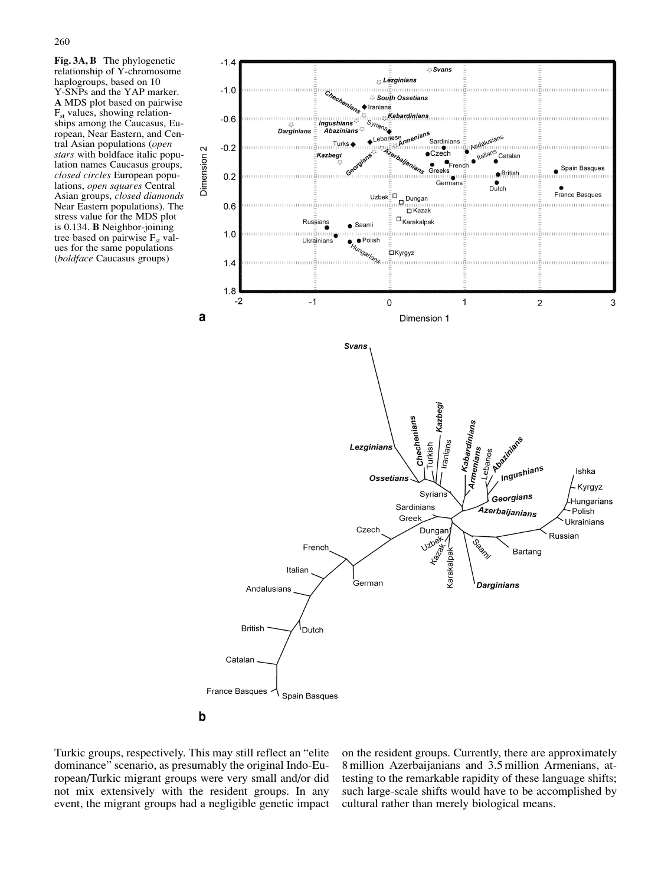**Fig. 3A, B** The phylogenetic relationship of Y-chromosome haplogroups, based on 10 Y-SNPs and the YAP marker. **A** MDS plot based on pairwise $F_{st}$ values, showing relationships among the Caucasus, European, Near Eastern, and Central Asian populations (*open stars* with boldface italic population names Caucasus groups, *closed circles* European populations, *open squares* Central Asian groups, *closed diamonds* Near Eastern populations). The stress value for the MDS plot is 0.134. **B** Neighbor-joining tree based on pairwise $F_{st}$ values for the same populations (*boldface* Caucasus groups)

Turkic groups, respectively. This may still reflect an "elite dominance" scenario, as presumably the original Indo-European/Turkic migrant groups were very small and/or did not mix extensively with the resident groups. In any event, the migrant groups had a negligible genetic impact on the resident groups. Currently, there are approximately 8 million Azerbaijanians and 3.5 million Armenians, attesting to the remarkable rapidity of these language shifts; such large-scale shifts would have to be accomplished by cultural rather than merely biological means.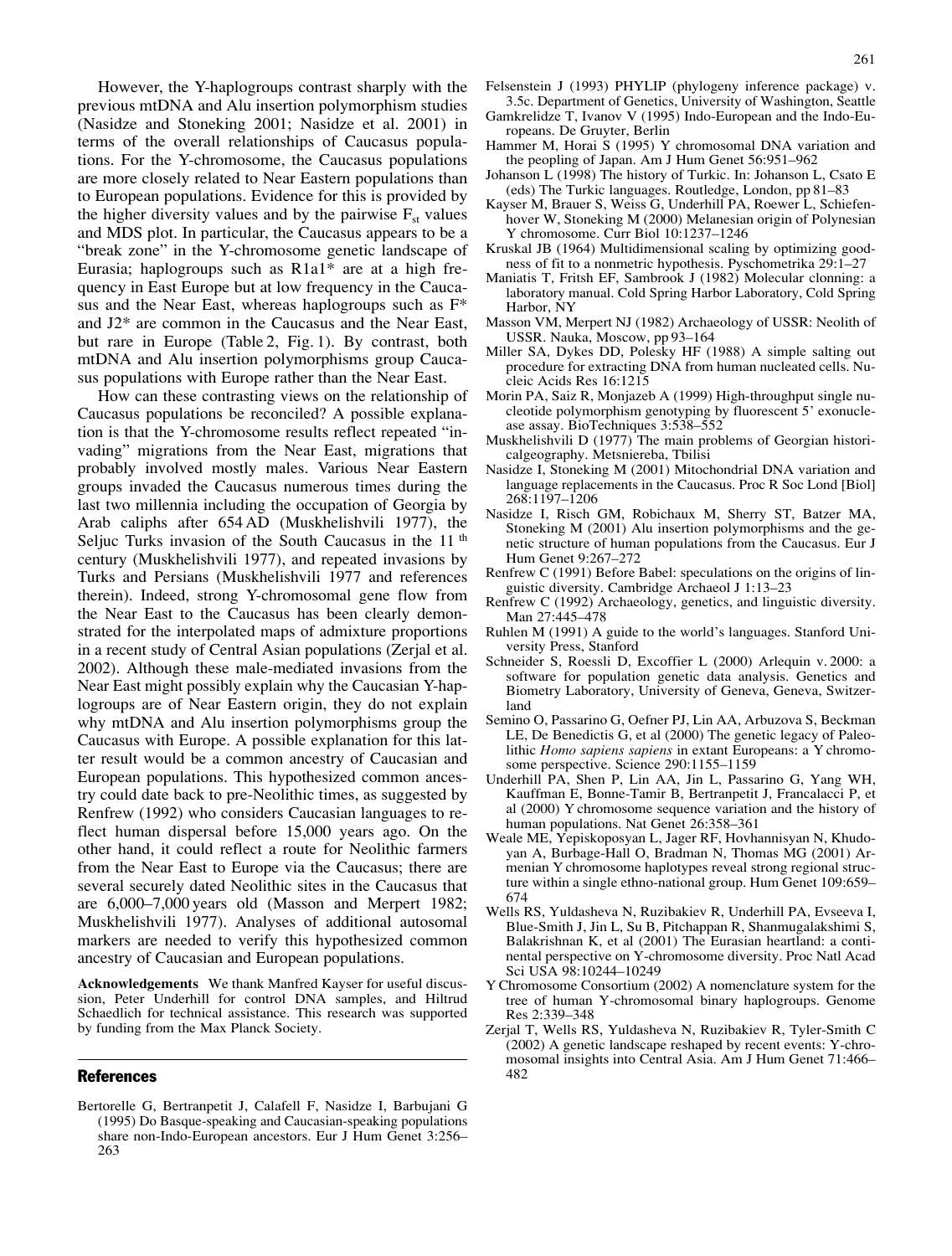However, the Y-haplogroups contrast sharply with the previous mtDNA and Alu insertion polymorphism studies (Nasidze and Stoneking 2001; Nasidze et al. 2001) in terms of the overall relationships of Caucasus populations. For the Y-chromosome, the Caucasus populations are more closely related to Near Eastern populations than to European populations. Evidence for this is provided by the higher diversity values and by the pairwise $F_{st}$ values and MDS plot. In particular, the Caucasus appears to be a "break zone" in the Y-chromosome genetic landscape of Eurasia; haplogroups such as R1a1* are at a high frequency in East Europe but at low frequency in the Caucasus and the Near East, whereas haplogroups such as F* and J2* are common in the Caucasus and the Near East, but rare in Europe (Table 2, Fig. 1). By contrast, both mtDNA and Alu insertion polymorphisms group Caucasus populations with Europe rather than the Near East.

How can these contrasting views on the relationship of Caucasus populations be reconciled? A possible explanation is that the Y-chromosome results reflect repeated "invading" migrations from the Near East, migrations that probably involved mostly males. Various Near Eastern groups invaded the Caucasus numerous times during the last two millennia including the occupation of Georgia by Arab caliphs after 654 AD (Muskhelishvili 1977), the Seljuc Turks invasion of the South Caucasus in the 11 th century (Muskhelishvili 1977), and repeated invasions by Turks and Persians (Muskhelishvili 1977 and references therein). Indeed, strong Y-chromosomal gene flow from the Near East to the Caucasus has been clearly demonstrated for the interpolated maps of admixture proportions in a recent study of Central Asian populations (Zerjal et al. 2002). Although these male-mediated invasions from the Near East might possibly explain why the Caucasian Y-haplogroups are of Near Eastern origin, they do not explain why mtDNA and Alu insertion polymorphisms group the Caucasus with Europe. A possible explanation for this latter result would be a common ancestry of Caucasian and European populations. This hypothesized common ancestry could date back to pre-Neolithic times, as suggested by Renfrew (1992) who considers Caucasian languages to reflect human dispersal before 15,000 years ago. On the other hand, it could reflect a route for Neolithic farmers from the Near East to Europe via the Caucasus; there are several securely dated Neolithic sites in the Caucasus that are 6,000–7,000 years old (Masson and Merpert 1982; Muskhelishvili 1977). Analyses of additional autosomal markers are needed to verify this hypothesized common ancestry of Caucasian and European populations.

**Acknowledgements** We thank Manfred Kayser for useful discussion, Peter Underhill for control DNA samples, and Hiltrud Schaedlich for technical assistance. This research was supported by funding from the Max Planck Society.

## References

Bertorelle G, Bertranpetit J, Calafell F, Nasidze I, Barbujani G (1995) Do Basque-speaking and Caucasian-speaking populations share non-Indo-European ancestors. Eur J Hum Genet 3:256–263

Felsenstein J (1993) PHYLIP (phylogeny inference package) v. 3.5c. Department of Genetics, University of Washington, Seattle

Gamkrelidze T, Ivanov V (1995) Indo-European and the Indo-Europeans. De Gruyter, Berlin

Hammer M, Horai S (1995) Y chromosomal DNA variation and the peopling of Japan. Am J Hum Genet 56:951–962

Johanson L (1998) The history of Turkic. In: Johanson L, Csato E (eds) The Turkic languages. Routledge, London, pp 81–83

Kayser M, Brauer S, Weiss G, Underhill PA, Roewer L, Schiefenhover W, Stoneking M (2000) Melanesian origin of Polynesian Y chromosome. Curr Biol 10:1237–1246

Kruskal JB (1964) Multidimensional scaling by optimizing goodness of fit to a nonmetric hypothesis. Pyschometrika 29:1–27

Maniatis T, Fritsh EF, Sambrook J (1982) Molecular clonning: a laboratory manual. Cold Spring Harbor Laboratory, Cold Spring Harbor, NY

Masson VM, Merpert NJ (1982) Archaeology of USSR: Neolith of USSR. Nauka, Moscow, pp 93–164

Miller SA, Dykes DD, Polesky HF (1988) A simple salting out procedure for extracting DNA from human nucleated cells. Nucleic Acids Res 16:1215

Morin PA, Saiz R, Monjazeb A (1999) High-throughput single nucleotide polymorphism genotyping by fluorescent 5' exonuclease assay. BioTechniques 3:538–552

Muskhelishvili D (1977) The main problems of Georgian historicalgeography. Metsniereba, Tbilisi

Nasidze I, Stoneking M (2001) Mitochondrial DNA variation and language replacements in the Caucasus. Proc R Soc Lond [Biol] 268:1197–1206

Nasidze I, Risch GM, Robichaux M, Sherry ST, Batzer MA, Stoneking M (2001) Alu insertion polymorphisms and the genetic structure of human populations from the Caucasus. Eur J Hum Genet 9:267–272

Renfrew C (1991) Before Babel: speculations on the origins of linguistic diversity. Cambridge Archaeol J 1:13–23

Renfrew C (1992) Archaeology, genetics, and linguistic diversity. Man 27:445–478

Ruhlen M (1991) A guide to the world's languages. Stanford University Press, Stanford

Schneider S, Roessli D, Excoffier L (2000) Arlequin v. 2000: a software for population genetic data analysis. Genetics and Biometry Laboratory, University of Geneva, Geneva, Switzerland

Semino O, Passarino G, Oefner PJ, Lin AA, Arbuzova S, Beckman LE, De Benedictis G, et al (2000) The genetic legacy of Paleolithic *Homo sapiens sapiens* in extant Europeans: a Y chromosome perspective. Science 290:1155–1159

Underhill PA, Shen P, Lin AA, Jin L, Passarino G, Yang WH, Kauffman E, Bonne-Tamir B, Bertranpetit J, Francalacci P, et al (2000) Y chromosome sequence variation and the history of human populations. Nat Genet 26:358–361

Weale ME, Yepiskoposyan L, Jager RF, Hovhannisyan N, Khudoyan A, Burbage-Hall O, Bradman N, Thomas MG (2001) Armenian Y chromosome haplotypes reveal strong regional structure within a single ethno-national group. Hum Genet 109:659–674

Wells RS, Yuldasheva N, Ruzibakiev R, Underhill PA, Evseeva I, Blue-Smith J, Jin L, Su B, Pitchappan R, Shanmugalakshimi S, Balakrishnan K, et al (2001) The Eurasian heartland: a continental perspective on Y-chromosome diversity. Proc Natl Acad Sci USA 98:10244–10249

Y Chromosome Consortium (2002) A nomenclature system for the tree of human Y-chromosomal binary haplogroups. Genome Res 2:339–348

Zerjal T, Wells RS, Yuldasheva N, Ruzibakiev R, Tyler-Smith C (2002) A genetic landscape reshaped by recent events: Y-chromosomal insights into Central Asia. Am J Hum Genet 71:466–482